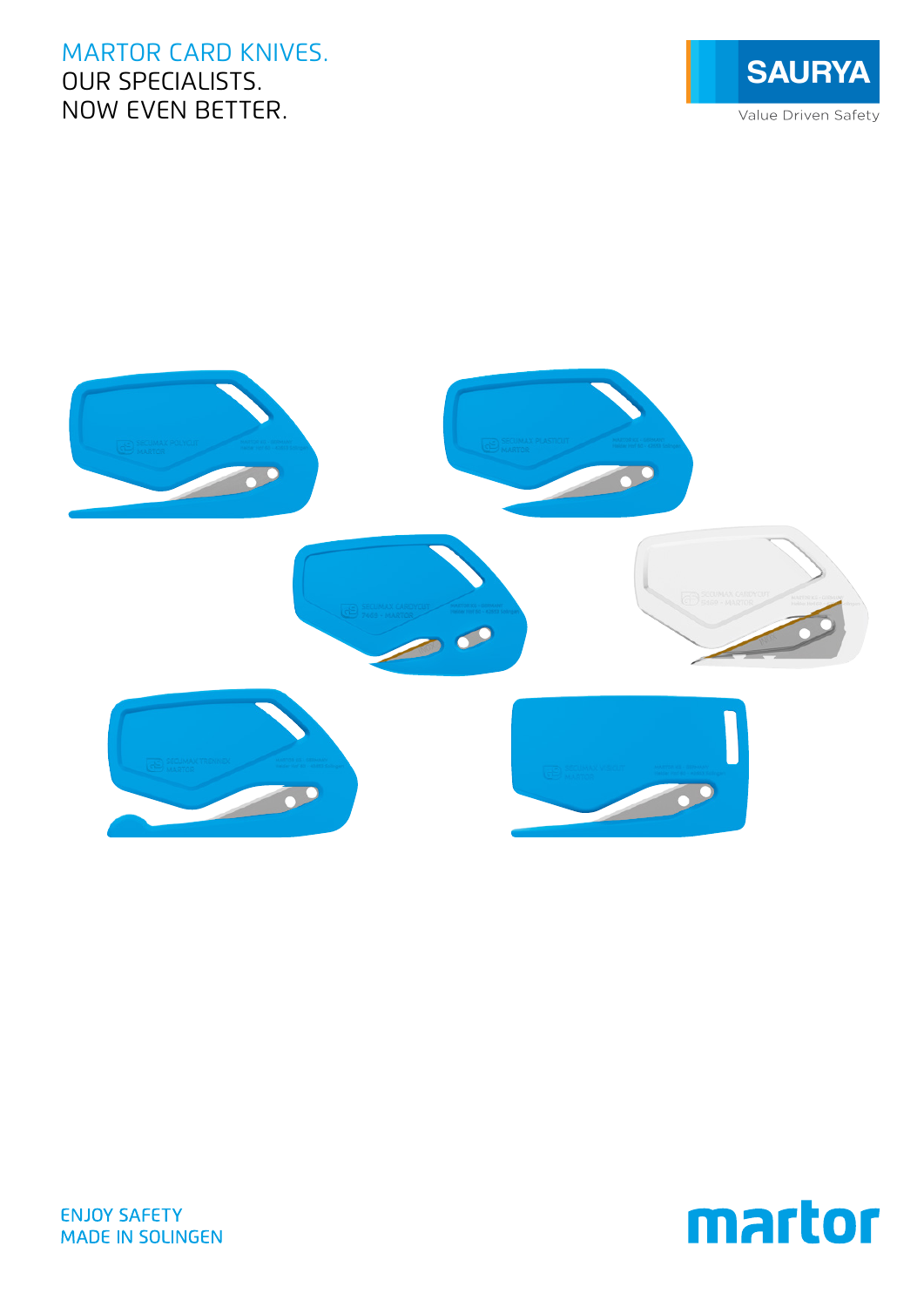# MARTOR CARD KNIVES.
## OUR SPECIALISTS.
## NOW EVEN BETTER.

SAURYA

Value Driven Safety

ENJOY SAFETY
MADE IN SOLINGEN

martor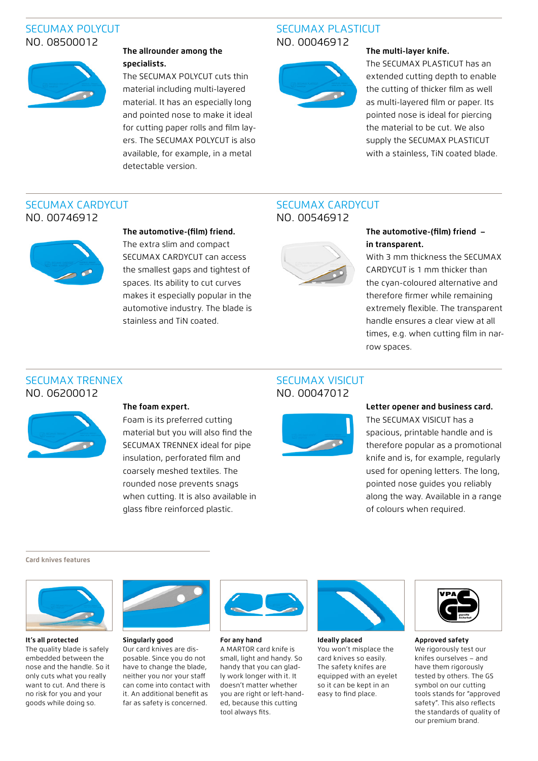## SECUMAX POLYCUT
NO. 08500012

**The allrounder among the specialists.**
The SECUMAX POLYCUT cuts thin material including multi-layered material. It has an especially long and pointed nose to make it ideal for cutting paper rolls and film layers. The SECUMAX POLYCUT is also available, for example, in a metal detectable version.

## SECUMAX PLASTICUT
NO. 00046912

**The multi-layer knife.**
The SECUMAX PLASTICUT has an extended cutting depth to enable the cutting of thicker film as well as multi-layered film or paper. Its pointed nose is ideal for piercing the material to be cut. We also supply the SECUMAX PLASTICUT with a stainless, TiN coated blade.

## SECUMAX CARDYCUT
NO. 00746912

**The automotive-(film) friend.**
The extra slim and compact SECUMAX CARDYCUT can access the smallest gaps and tightest of spaces. Its ability to cut curves makes it especially popular in the automotive industry. The blade is stainless and TiN coated.

## SECUMAX CARDYCUT
NO. 00546912

**The automotive-(film) friend – in transparent.**
With 3 mm thickness the SECUMAX CARDYCUT is 1 mm thicker than the cyan-coloured alternative and therefore firmer while remaining extremely flexible. The transparent handle ensures a clear view at all times, e.g. when cutting film in narrow spaces.

## SECUMAX TRENNEX
NO. 06200012

**The foam expert.**
Foam is its preferred cutting material but you will also find the SECUMAX TRENNEX ideal for pipe insulation, perforated film and coarsely meshed textiles. The rounded nose prevents snags when cutting. It is also available in glass fibre reinforced plastic.

## SECUMAX VISICUT
NO. 00047012

**Letter opener and business card.**
The SECUMAX VISICUT has a spacious, printable handle and is therefore popular as a promotional knife and is, for example, regularly used for opening letters. The long, pointed nose guides you reliably along the way. Available in a range of colours when required.

### Card knives features

**It's all protected**
The quality blade is safely embedded between the nose and the handle. So it only cuts what you really want to cut. And there is no risk for you and your goods while doing so.

**Singularly good**
Our card knives are disposable. Since you do not have to change the blade, neither you nor your staff can come into contact with it. An additional benefit as far as safety is concerned.

**For any hand**
A MARTOR card knife is small, light and handy. So handy that you can gladly work longer with it. It doesn't matter whether you are right or left-handed, because this cutting tool always fits.

**Ideally placed**
You won't misplace the card knives so easily. The safety knifes are equipped with an eyelet so it can be kept in an easy to find place.

**Approved safety**
We rigorously test our knifes ourselves – and have them rigorously tested by others. The GS symbol on our cutting tools stands for "approved safety". This also reflects the standards of quality of our premium brand.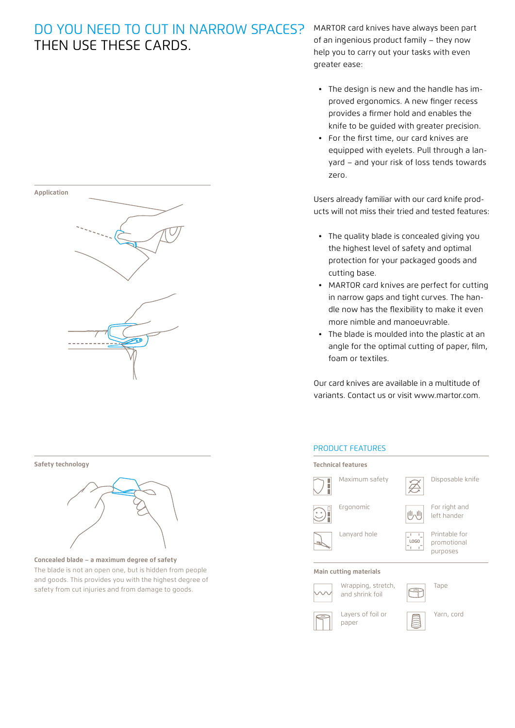# DO YOU NEED TO CUT IN NARROW SPACES? THEN USE THESE CARDS.

MARTOR card knives have always been part of an ingenious product family – they now help you to carry out your tasks with even greater ease:

- The design is new and the handle has improved ergonomics. A new finger recess provides a firmer hold and enables the knife to be guided with greater precision.
- For the first time, our card knives are equipped with eyelets. Pull through a lanyard – and your risk of loss tends towards zero.

Users already familiar with our card knife products will not miss their tried and tested features:

- The quality blade is concealed giving you the highest level of safety and optimal protection for your packaged goods and cutting base.
- MARTOR card knives are perfect for cutting in narrow gaps and tight curves. The handle now has the flexibility to make it even more nimble and manoeuvrable.
- The blade is moulded into the plastic at an angle for the optimal cutting of paper, film, foam or textiles.

Our card knives are available in a multitude of variants. Contact us or visit www.martor.com.

**Application**

**Safety technology**

**Concealed blade – a maximum degree of safety**

The blade is not an open one, but is hidden from people and goods. This provides you with the highest degree of safety from cut injuries and from damage to goods.

## PRODUCT FEATURES

**Technical features**

- Maximum safety
- Disposable knife
- Ergonomic
- For right and left hander
- Lanyard hole
- Printable for promotional purposes

**Main cutting materials**

- Wrapping, stretch, and shrink foil
- Tape
- Layers of foil or paper
- Yarn, cord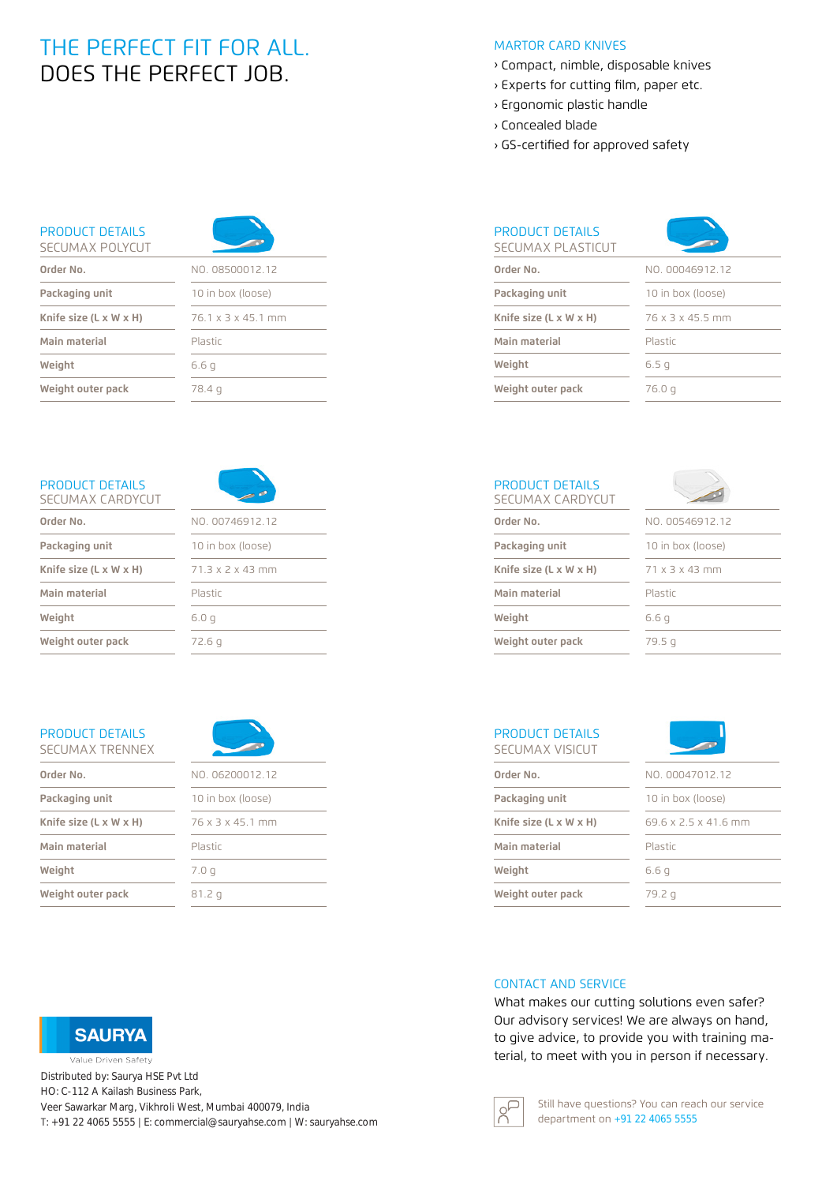# THE PERFECT FIT FOR ALL.
# DOES THE PERFECT JOB.

## MARTOR CARD KNIVES

- Compact, nimble, disposable knives
- Experts for cutting film, paper etc.
- Ergonomic plastic handle
- Concealed blade
- GS-certified for approved safety

## PRODUCT DETAILS
### SECUMAX POLYCUT

| | |
|---|---|
| **Order No.** | NO. 08500012.12 |
| **Packaging unit** | 10 in box (loose) |
| **Knife size (L x W x H)** | 76.1 x 3 x 45.1 mm |
| **Main material** | Plastic |
| **Weight** | 6.6 g |
| **Weight outer pack** | 78.4 g |

## PRODUCT DETAILS
### SECUMAX PLASTICUT

| | |
|---|---|
| **Order No.** | NO. 00046912.12 |
| **Packaging unit** | 10 in box (loose) |
| **Knife size (L x W x H)** | 76 x 3 x 45.5 mm |
| **Main material** | Plastic |
| **Weight** | 6.5 g |
| **Weight outer pack** | 76.0 g |

## PRODUCT DETAILS
### SECUMAX CARDYCUT

| | |
|---|---|
| **Order No.** | NO. 00746912.12 |
| **Packaging unit** | 10 in box (loose) |
| **Knife size (L x W x H)** | 71.3 x 2 x 43 mm |
| **Main material** | Plastic |
| **Weight** | 6.0 g |
| **Weight outer pack** | 72.6 g |

## PRODUCT DETAILS
### SECUMAX CARDYCUT

| | |
|---|---|
| **Order No.** | NO. 00546912.12 |
| **Packaging unit** | 10 in box (loose) |
| **Knife size (L x W x H)** | 71 x 3 x 43 mm |
| **Main material** | Plastic |
| **Weight** | 6.6 g |
| **Weight outer pack** | 79.5 g |

## PRODUCT DETAILS
### SECUMAX TRENNEX

| | |
|---|---|
| **Order No.** | NO. 06200012.12 |
| **Packaging unit** | 10 in box (loose) |
| **Knife size (L x W x H)** | 76 x 3 x 45.1 mm |
| **Main material** | Plastic |
| **Weight** | 7.0 g |
| **Weight outer pack** | 81.2 g |

## PRODUCT DETAILS
### SECUMAX VISICUT

| | |
|---|---|
| **Order No.** | NO. 00047012.12 |
| **Packaging unit** | 10 in box (loose) |
| **Knife size (L x W x H)** | 69.6 x 2.5 x 41.6 mm |
| **Main material** | Plastic |
| **Weight** | 6.6 g |
| **Weight outer pack** | 79.2 g |

SAURYA
Value Driven Safety

Distributed by: Saurya HSE Pvt Ltd
HO: C-112 A Kailash Business Park,
Veer Sawarkar Marg, Vikhroli West, Mumbai 400079, India
T: +91 22 4065 5555 | E: commercial@sauryahse.com | W: sauryahse.com

## CONTACT AND SERVICE

What makes our cutting solutions even safer? Our advisory services! We are always on hand, to give advice, to provide you with training material, to meet with you in person if necessary.

Still have questions? You can reach our service department on +91 22 4065 5555